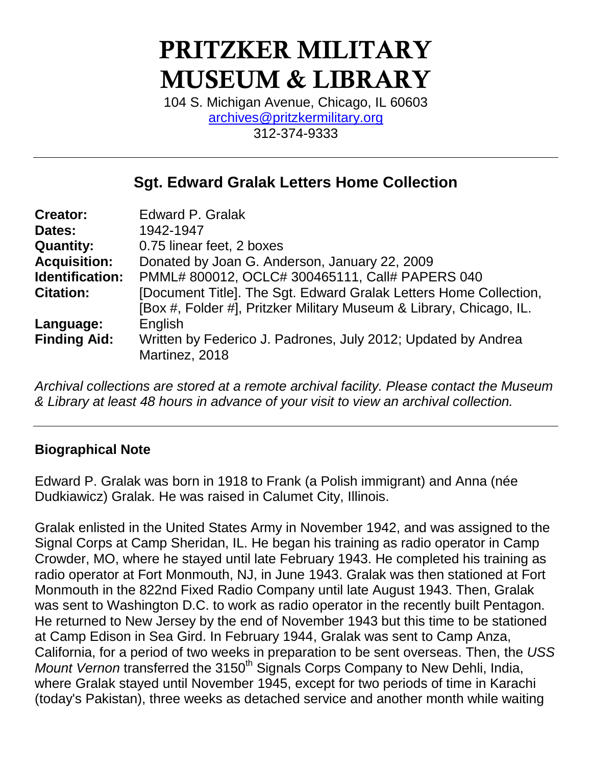# PRITZKER MILITARY MUSEUM & LIBRARY

104 S. Michigan Avenue, Chicago, IL 60603
archives@pritzkermilitary.org
312-374-9333

---

## Sgt. Edward Gralak Letters Home Collection

| | |
|---|---|
| **Creator:** | Edward P. Gralak |
| **Dates:** | 1942-1947 |
| **Quantity:** | 0.75 linear feet, 2 boxes |
| **Acquisition:** | Donated by Joan G. Anderson, January 22, 2009 |
| **Identification:** | PMML# 800012, OCLC# 300465111, Call# PAPERS 040 |
| **Citation:** | [Document Title]. The Sgt. Edward Gralak Letters Home Collection, [Box #, Folder #], Pritzker Military Museum & Library, Chicago, IL. |
| **Language:** | English |
| **Finding Aid:** | Written by Federico J. Padrones, July 2012; Updated by Andrea Martinez, 2018 |

*Archival collections are stored at a remote archival facility. Please contact the Museum & Library at least 48 hours in advance of your visit to view an archival collection.*

---

### Biographical Note

Edward P. Gralak was born in 1918 to Frank (a Polish immigrant) and Anna (née Dudkiawicz) Gralak. He was raised in Calumet City, Illinois.

Gralak enlisted in the United States Army in November 1942, and was assigned to the Signal Corps at Camp Sheridan, IL. He began his training as radio operator in Camp Crowder, MO, where he stayed until late February 1943. He completed his training as radio operator at Fort Monmouth, NJ, in June 1943. Gralak was then stationed at Fort Monmouth in the 822nd Fixed Radio Company until late August 1943. Then, Gralak was sent to Washington D.C. to work as radio operator in the recently built Pentagon. He returned to New Jersey by the end of November 1943 but this time to be stationed at Camp Edison in Sea Gird. In February 1944, Gralak was sent to Camp Anza, California, for a period of two weeks in preparation to be sent overseas. Then, the *USS Mount Vernon* transferred the 3150th Signals Corps Company to New Dehli, India, where Gralak stayed until November 1945, except for two periods of time in Karachi (today's Pakistan), three weeks as detached service and another month while waiting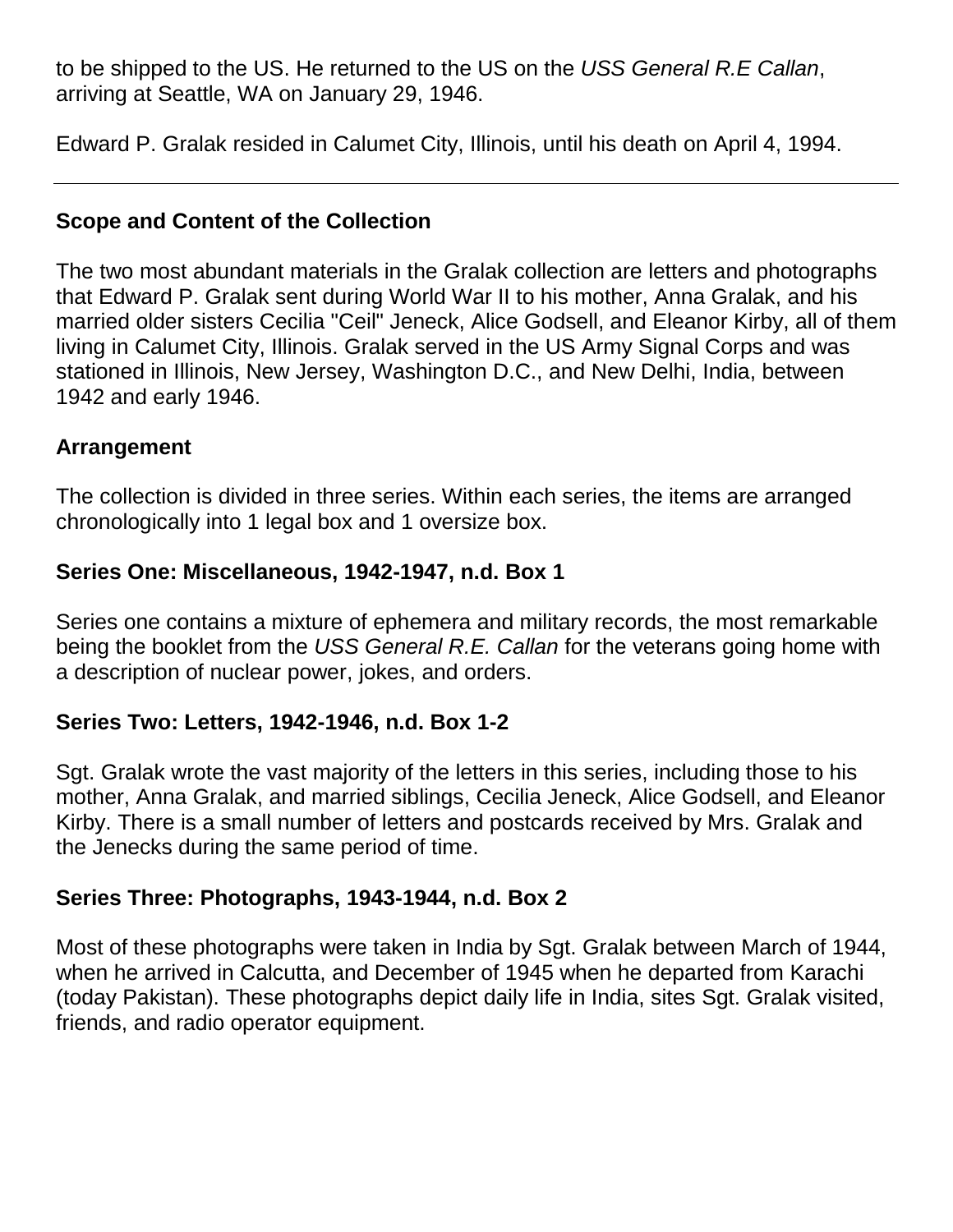to be shipped to the US. He returned to the US on the *USS General R.E Callan*, arriving at Seattle, WA on January 29, 1946.

Edward P. Gralak resided in Calumet City, Illinois, until his death on April 4, 1994.

---

**Scope and Content of the Collection**

The two most abundant materials in the Gralak collection are letters and photographs that Edward P. Gralak sent during World War II to his mother, Anna Gralak, and his married older sisters Cecilia "Ceil" Jeneck, Alice Godsell, and Eleanor Kirby, all of them living in Calumet City, Illinois. Gralak served in the US Army Signal Corps and was stationed in Illinois, New Jersey, Washington D.C., and New Delhi, India, between 1942 and early 1946.

**Arrangement**

The collection is divided in three series. Within each series, the items are arranged chronologically into 1 legal box and 1 oversize box.

**Series One: Miscellaneous, 1942-1947, n.d. Box 1**

Series one contains a mixture of ephemera and military records, the most remarkable being the booklet from the *USS General R.E. Callan* for the veterans going home with a description of nuclear power, jokes, and orders.

**Series Two: Letters, 1942-1946, n.d. Box 1-2**

Sgt. Gralak wrote the vast majority of the letters in this series, including those to his mother, Anna Gralak, and married siblings, Cecilia Jeneck, Alice Godsell, and Eleanor Kirby. There is a small number of letters and postcards received by Mrs. Gralak and the Jenecks during the same period of time.

**Series Three: Photographs, 1943-1944, n.d. Box 2**

Most of these photographs were taken in India by Sgt. Gralak between March of 1944, when he arrived in Calcutta, and December of 1945 when he departed from Karachi (today Pakistan). These photographs depict daily life in India, sites Sgt. Gralak visited, friends, and radio operator equipment.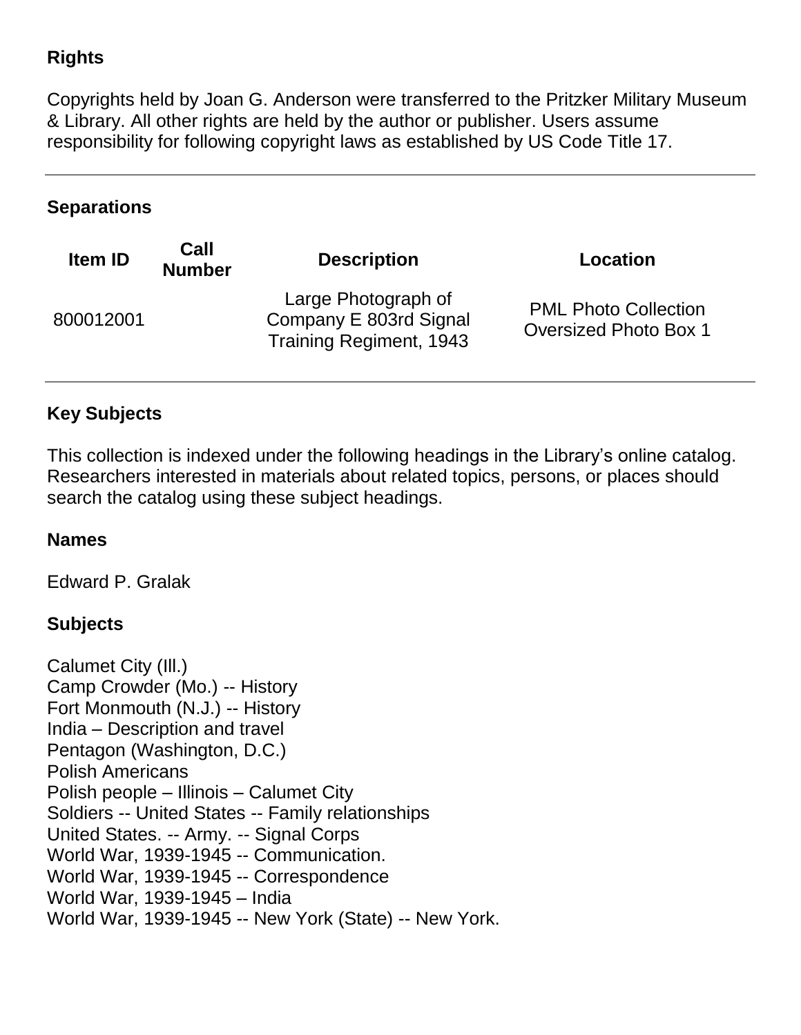## Rights

Copyrights held by Joan G. Anderson were transferred to the Pritzker Military Museum & Library. All other rights are held by the author or publisher. Users assume responsibility for following copyright laws as established by US Code Title 17.

## Separations

| Item ID | Call Number | Description | Location |
| --- | --- | --- | --- |
| 800012001 | | Large Photograph of Company E 803rd Signal Training Regiment, 1943 | PML Photo Collection Oversized Photo Box 1 |

## Key Subjects

This collection is indexed under the following headings in the Library's online catalog. Researchers interested in materials about related topics, persons, or places should search the catalog using these subject headings.

### Names

Edward P. Gralak

### Subjects

Calumet City (Ill.)  
Camp Crowder (Mo.) -- History  
Fort Monmouth (N.J.) -- History  
India – Description and travel  
Pentagon (Washington, D.C.)  
Polish Americans  
Polish people – Illinois – Calumet City  
Soldiers -- United States -- Family relationships  
United States. -- Army. -- Signal Corps  
World War, 1939-1945 -- Communication.  
World War, 1939-1945 -- Correspondence  
World War, 1939-1945 – India  
World War, 1939-1945 -- New York (State) -- New York.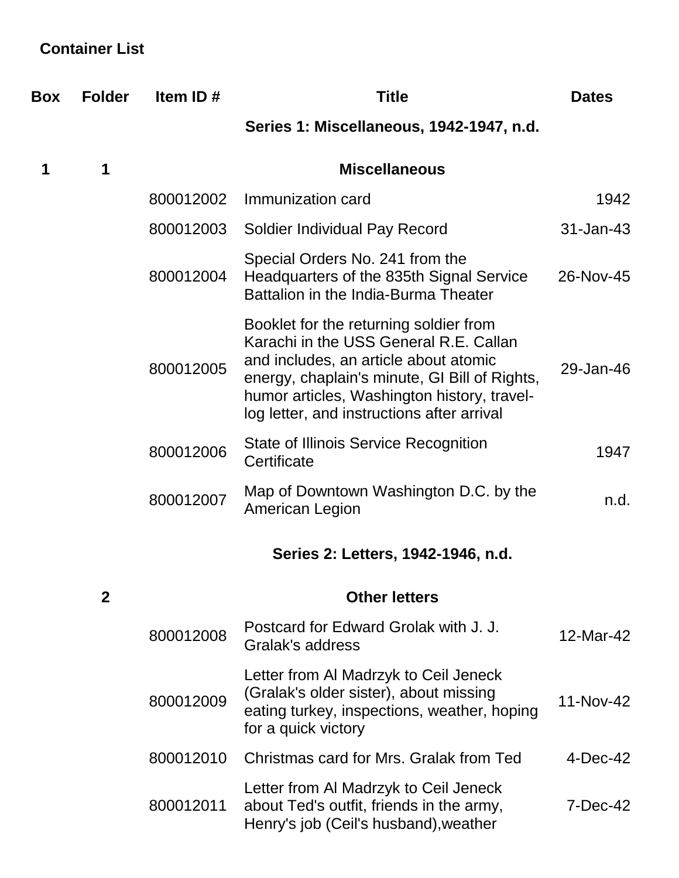## Container List

| Box | Folder | Item ID # | Title | Dates |
|---|---|---|---|---|
| | | | **Series 1: Miscellaneous, 1942-1947, n.d.** | |
| **1** | **1** | | **Miscellaneous** | |
| | | 800012002 | Immunization card | 1942 |
| | | 800012003 | Soldier Individual Pay Record | 31-Jan-43 |
| | | 800012004 | Special Orders No. 241 from the Headquarters of the 835th Signal Service Battalion in the India-Burma Theater | 26-Nov-45 |
| | | 800012005 | Booklet for the returning soldier from Karachi in the USS General R.E. Callan and includes, an article about atomic energy, chaplain's minute, GI Bill of Rights, humor articles, Washington history, travel-log letter, and instructions after arrival | 29-Jan-46 |
| | | 800012006 | State of Illinois Service Recognition Certificate | 1947 |
| | | 800012007 | Map of Downtown Washington D.C. by the American Legion | n.d. |
| | | | **Series 2: Letters, 1942-1946, n.d.** | |
| | **2** | | **Other letters** | |
| | | 800012008 | Postcard for Edward Grolak with J. J. Gralak's address | 12-Mar-42 |
| | | 800012009 | Letter from Al Madrzyk to Ceil Jeneck (Gralak's older sister), about missing eating turkey, inspections, weather, hoping for a quick victory | 11-Nov-42 |
| | | 800012010 | Christmas card for Mrs. Gralak from Ted | 4-Dec-42 |
| | | 800012011 | Letter from Al Madrzyk to Ceil Jeneck about Ted's outfit, friends in the army, Henry's job (Ceil's husband),weather | 7-Dec-42 |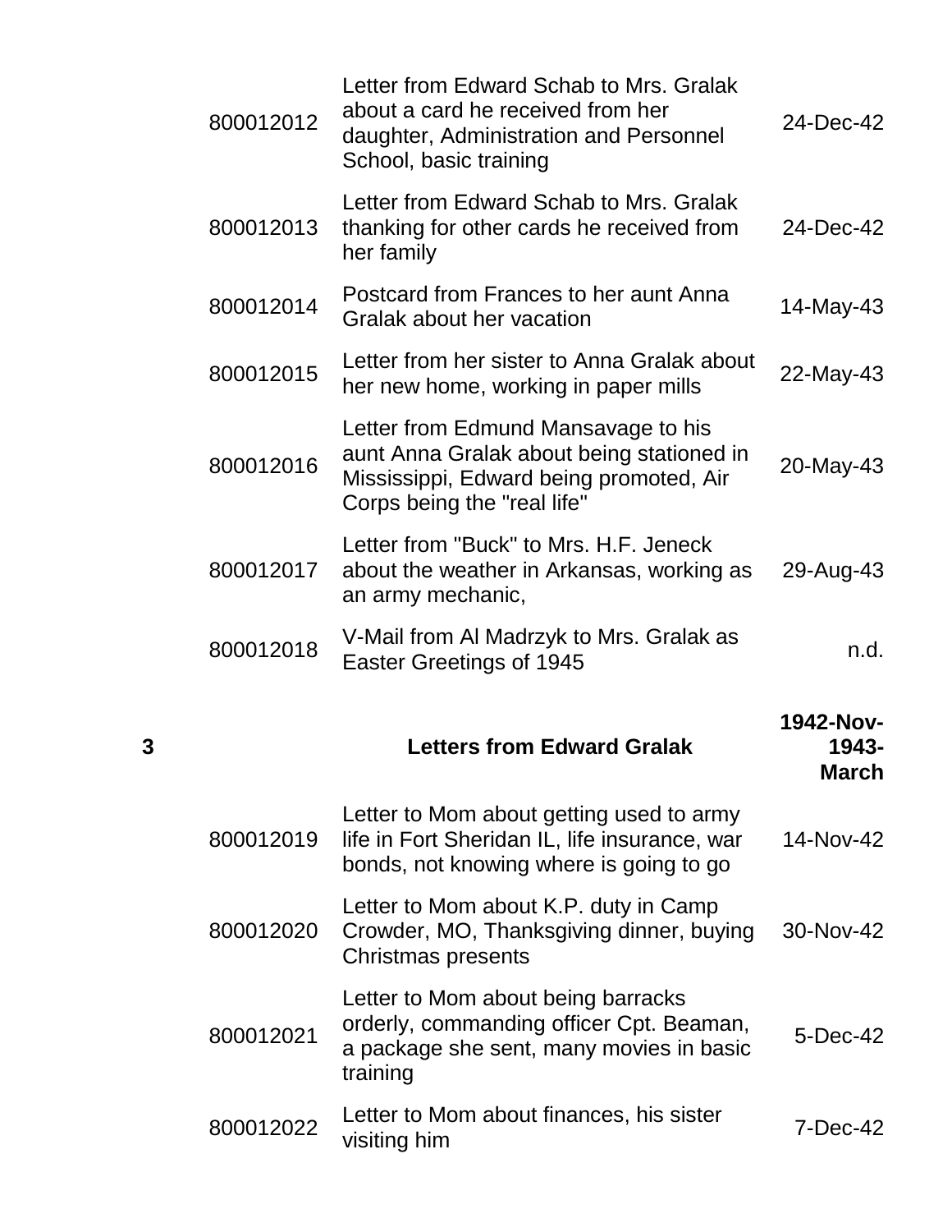| | | | |
|---|---|---|---|
| | 800012012 | Letter from Edward Schab to Mrs. Gralak about a card he received from her daughter, Administration and Personnel School, basic training | 24-Dec-42 |
| | 800012013 | Letter from Edward Schab to Mrs. Gralak thanking for other cards he received from her family | 24-Dec-42 |
| | 800012014 | Postcard from Frances to her aunt Anna Gralak about her vacation | 14-May-43 |
| | 800012015 | Letter from her sister to Anna Gralak about her new home, working in paper mills | 22-May-43 |
| | 800012016 | Letter from Edmund Mansavage to his aunt Anna Gralak about being stationed in Mississippi, Edward being promoted, Air Corps being the "real life" | 20-May-43 |
| | 800012017 | Letter from "Buck" to Mrs. H.F. Jeneck about the weather in Arkansas, working as an army mechanic, | 29-Aug-43 |
| | 800012018 | V-Mail from Al Madrzyk to Mrs. Gralak as Easter Greetings of 1945 | n.d. |
| **3** | | **Letters from Edward Gralak** | **1942-Nov-1943-March** |
| | 800012019 | Letter to Mom about getting used to army life in Fort Sheridan IL, life insurance, war bonds, not knowing where is going to go | 14-Nov-42 |
| | 800012020 | Letter to Mom about K.P. duty in Camp Crowder, MO, Thanksgiving dinner, buying Christmas presents | 30-Nov-42 |
| | 800012021 | Letter to Mom about being barracks orderly, commanding officer Cpt. Beaman, a package she sent, many movies in basic training | 5-Dec-42 |
| | 800012022 | Letter to Mom about finances, his sister visiting him | 7-Dec-42 |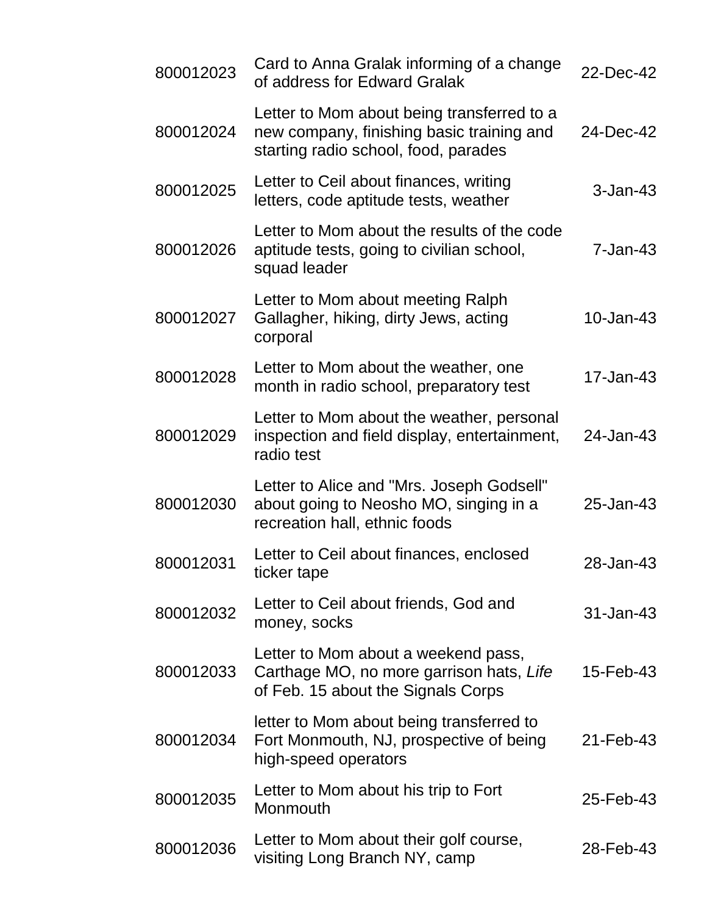| | | |
|---|---|---|
| 800012023 | Card to Anna Gralak informing of a change of address for Edward Gralak | 22-Dec-42 |
| 800012024 | Letter to Mom about being transferred to a new company, finishing basic training and starting radio school, food, parades | 24-Dec-42 |
| 800012025 | Letter to Ceil about finances, writing letters, code aptitude tests, weather | 3-Jan-43 |
| 800012026 | Letter to Mom about the results of the code aptitude tests, going to civilian school, squad leader | 7-Jan-43 |
| 800012027 | Letter to Mom about meeting Ralph Gallagher, hiking, dirty Jews, acting corporal | 10-Jan-43 |
| 800012028 | Letter to Mom about the weather, one month in radio school, preparatory test | 17-Jan-43 |
| 800012029 | Letter to Mom about the weather, personal inspection and field display, entertainment, radio test | 24-Jan-43 |
| 800012030 | Letter to Alice and "Mrs. Joseph Godsell" about going to Neosho MO, singing in a recreation hall, ethnic foods | 25-Jan-43 |
| 800012031 | Letter to Ceil about finances, enclosed ticker tape | 28-Jan-43 |
| 800012032 | Letter to Ceil about friends, God and money, socks | 31-Jan-43 |
| 800012033 | Letter to Mom about a weekend pass, Carthage MO, no more garrison hats, *Life* of Feb. 15 about the Signals Corps | 15-Feb-43 |
| 800012034 | letter to Mom about being transferred to Fort Monmouth, NJ, prospective of being high-speed operators | 21-Feb-43 |
| 800012035 | Letter to Mom about his trip to Fort Monmouth | 25-Feb-43 |
| 800012036 | Letter to Mom about their golf course, visiting Long Branch NY, camp | 28-Feb-43 |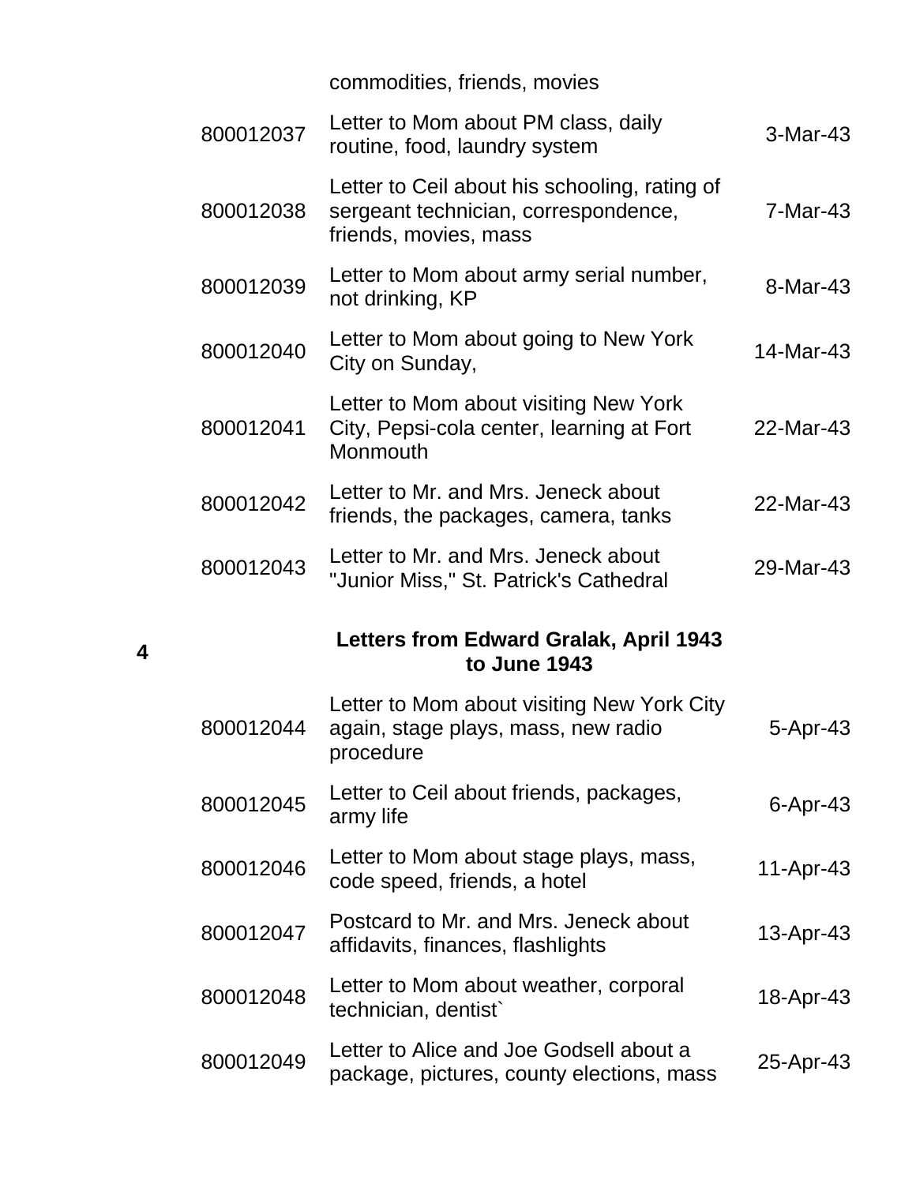| | | | |
|---|---|---|---|
| | | commodities, friends, movies | |
| | 800012037 | Letter to Mom about PM class, daily routine, food, laundry system | 3-Mar-43 |
| | 800012038 | Letter to Ceil about his schooling, rating of sergeant technician, correspondence, friends, movies, mass | 7-Mar-43 |
| | 800012039 | Letter to Mom about army serial number, not drinking, KP | 8-Mar-43 |
| | 800012040 | Letter to Mom about going to New York City on Sunday, | 14-Mar-43 |
| | 800012041 | Letter to Mom about visiting New York City, Pepsi-cola center, learning at Fort Monmouth | 22-Mar-43 |
| | 800012042 | Letter to Mr. and Mrs. Jeneck about friends, the packages, camera, tanks | 22-Mar-43 |
| | 800012043 | Letter to Mr. and Mrs. Jeneck about "Junior Miss," St. Patrick's Cathedral | 29-Mar-43 |
| **4** | | **Letters from Edward Gralak, April 1943 to June 1943** | |
| | 800012044 | Letter to Mom about visiting New York City again, stage plays, mass, new radio procedure | 5-Apr-43 |
| | 800012045 | Letter to Ceil about friends, packages, army life | 6-Apr-43 |
| | 800012046 | Letter to Mom about stage plays, mass, code speed, friends, a hotel | 11-Apr-43 |
| | 800012047 | Postcard to Mr. and Mrs. Jeneck about affidavits, finances, flashlights | 13-Apr-43 |
| | 800012048 | Letter to Mom about weather, corporal technician, dentist` | 18-Apr-43 |
| | 800012049 | Letter to Alice and Joe Godsell about a package, pictures, county elections, mass | 25-Apr-43 |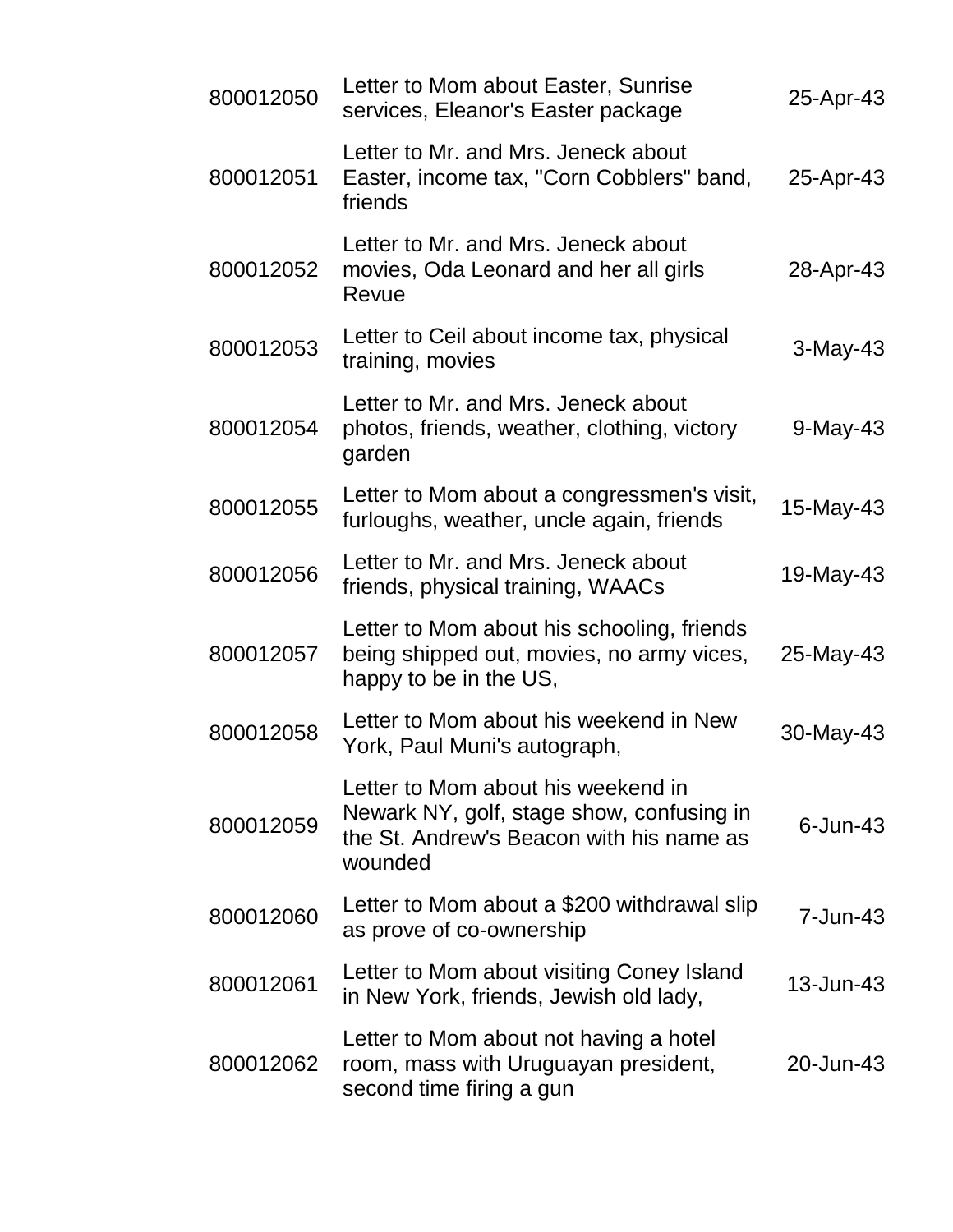| | | |
|---|---|---|
| 800012050 | Letter to Mom about Easter, Sunrise services, Eleanor's Easter package | 25-Apr-43 |
| 800012051 | Letter to Mr. and Mrs. Jeneck about Easter, income tax, "Corn Cobblers" band, friends | 25-Apr-43 |
| 800012052 | Letter to Mr. and Mrs. Jeneck about movies, Oda Leonard and her all girls Revue | 28-Apr-43 |
| 800012053 | Letter to Ceil about income tax, physical training, movies | 3-May-43 |
| 800012054 | Letter to Mr. and Mrs. Jeneck about photos, friends, weather, clothing, victory garden | 9-May-43 |
| 800012055 | Letter to Mom about a congressmen's visit, furloughs, weather, uncle again, friends | 15-May-43 |
| 800012056 | Letter to Mr. and Mrs. Jeneck about friends, physical training, WAACs | 19-May-43 |
| 800012057 | Letter to Mom about his schooling, friends being shipped out, movies, no army vices, happy to be in the US, | 25-May-43 |
| 800012058 | Letter to Mom about his weekend in New York, Paul Muni's autograph, | 30-May-43 |
| 800012059 | Letter to Mom about his weekend in Newark NY, golf, stage show, confusing in the St. Andrew's Beacon with his name as wounded | 6-Jun-43 |
| 800012060 | Letter to Mom about a $200 withdrawal slip as prove of co-ownership | 7-Jun-43 |
| 800012061 | Letter to Mom about visiting Coney Island in New York, friends, Jewish old lady, | 13-Jun-43 |
| 800012062 | Letter to Mom about not having a hotel room, mass with Uruguayan president, second time firing a gun | 20-Jun-43 |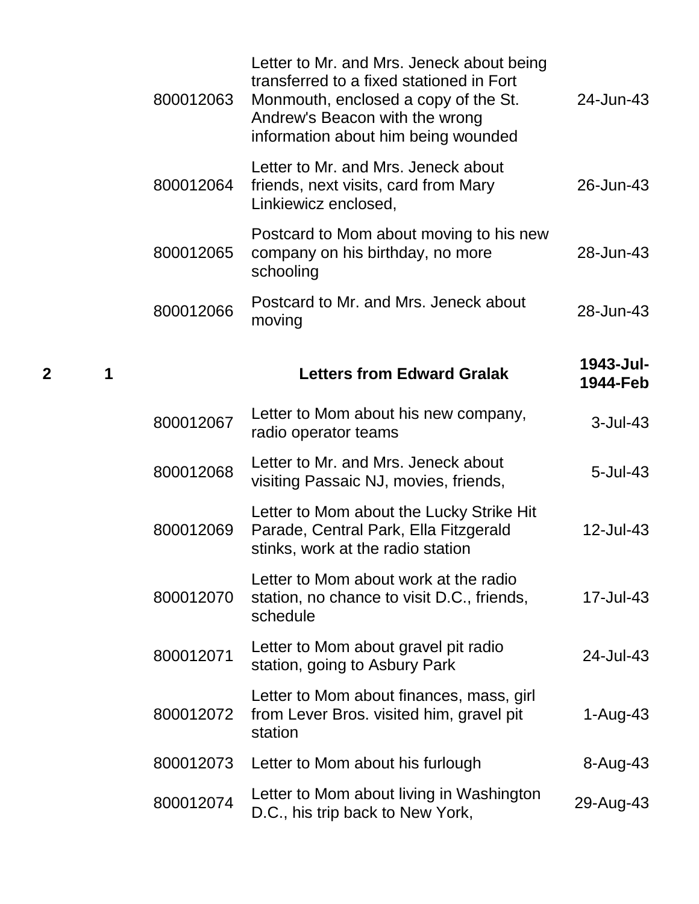| Box | Folder | Item ID | Description | Date |
|---|---|---|---|---|
| | | 800012063 | Letter to Mr. and Mrs. Jeneck about being transferred to a fixed stationed in Fort Monmouth, enclosed a copy of the St. Andrew's Beacon with the wrong information about him being wounded | 24-Jun-43 |
| | | 800012064 | Letter to Mr. and Mrs. Jeneck about friends, next visits, card from Mary Linkiewicz enclosed, | 26-Jun-43 |
| | | 800012065 | Postcard to Mom about moving to his new company on his birthday, no more schooling | 28-Jun-43 |
| | | 800012066 | Postcard to Mr. and Mrs. Jeneck about moving | 28-Jun-43 |
| **2** | **1** | | **Letters from Edward Gralak** | **1943-Jul-1944-Feb** |
| | | 800012067 | Letter to Mom about his new company, radio operator teams | 3-Jul-43 |
| | | 800012068 | Letter to Mr. and Mrs. Jeneck about visiting Passaic NJ, movies, friends, | 5-Jul-43 |
| | | 800012069 | Letter to Mom about the Lucky Strike Hit Parade, Central Park, Ella Fitzgerald stinks, work at the radio station | 12-Jul-43 |
| | | 800012070 | Letter to Mom about work at the radio station, no chance to visit D.C., friends, schedule | 17-Jul-43 |
| | | 800012071 | Letter to Mom about gravel pit radio station, going to Asbury Park | 24-Jul-43 |
| | | 800012072 | Letter to Mom about finances, mass, girl from Lever Bros. visited him, gravel pit station | 1-Aug-43 |
| | | 800012073 | Letter to Mom about his furlough | 8-Aug-43 |
| | | 800012074 | Letter to Mom about living in Washington D.C., his trip back to New York, | 29-Aug-43 |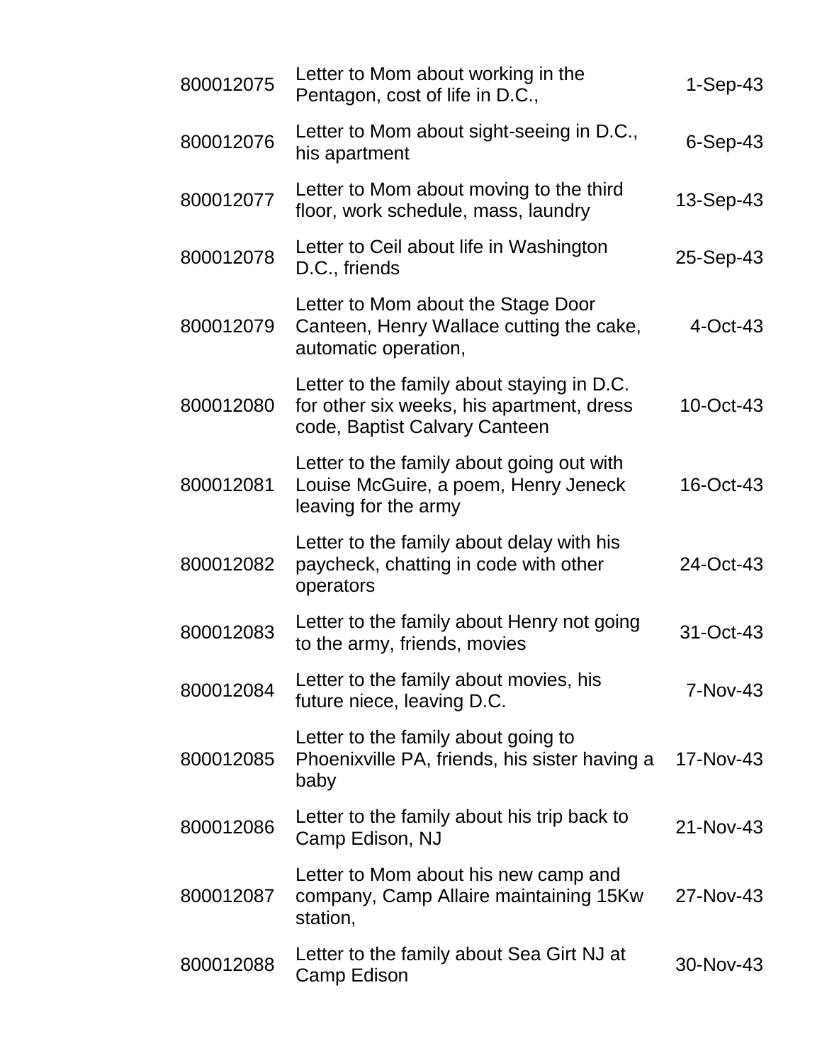| | | |
|---|---|---|
| 800012075 | Letter to Mom about working in the Pentagon, cost of life in D.C., | 1-Sep-43 |
| 800012076 | Letter to Mom about sight-seeing in D.C., his apartment | 6-Sep-43 |
| 800012077 | Letter to Mom about moving to the third floor, work schedule, mass, laundry | 13-Sep-43 |
| 800012078 | Letter to Ceil about life in Washington D.C., friends | 25-Sep-43 |
| 800012079 | Letter to Mom about the Stage Door Canteen, Henry Wallace cutting the cake, automatic operation, | 4-Oct-43 |
| 800012080 | Letter to the family about staying in D.C. for other six weeks, his apartment, dress code, Baptist Calvary Canteen | 10-Oct-43 |
| 800012081 | Letter to the family about going out with Louise McGuire, a poem, Henry Jeneck leaving for the army | 16-Oct-43 |
| 800012082 | Letter to the family about delay with his paycheck, chatting in code with other operators | 24-Oct-43 |
| 800012083 | Letter to the family about Henry not going to the army, friends, movies | 31-Oct-43 |
| 800012084 | Letter to the family about movies, his future niece, leaving D.C. | 7-Nov-43 |
| 800012085 | Letter to the family about going to Phoenixville PA, friends, his sister having a baby | 17-Nov-43 |
| 800012086 | Letter to the family about his trip back to Camp Edison, NJ | 21-Nov-43 |
| 800012087 | Letter to Mom about his new camp and company, Camp Allaire maintaining 15Kw station, | 27-Nov-43 |
| 800012088 | Letter to the family about Sea Girt NJ at Camp Edison | 30-Nov-43 |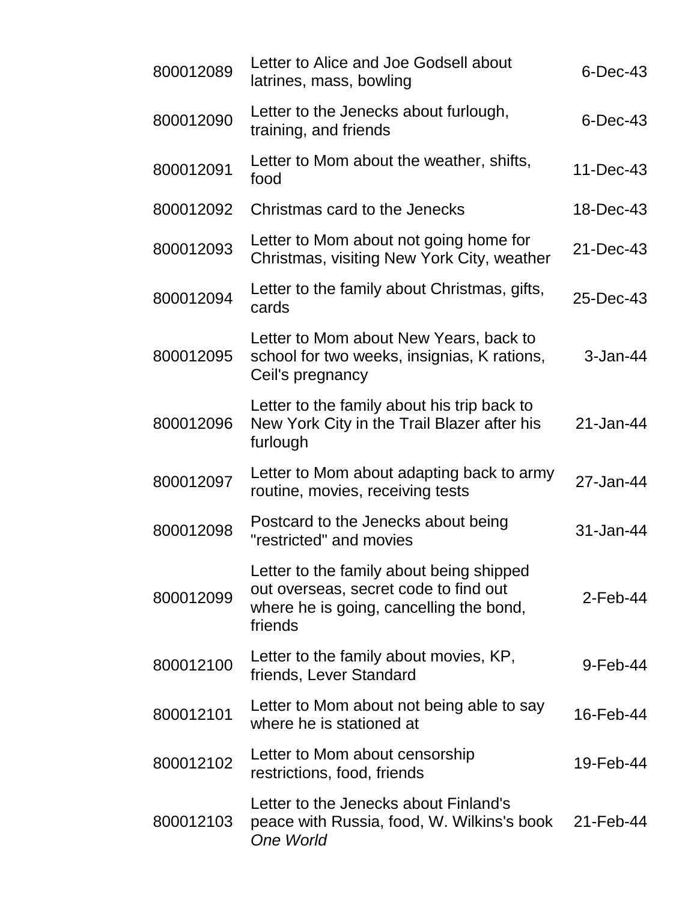| | | |
|---|---|---|
| 800012089 | Letter to Alice and Joe Godsell about latrines, mass, bowling | 6-Dec-43 |
| 800012090 | Letter to the Jenecks about furlough, training, and friends | 6-Dec-43 |
| 800012091 | Letter to Mom about the weather, shifts, food | 11-Dec-43 |
| 800012092 | Christmas card to the Jenecks | 18-Dec-43 |
| 800012093 | Letter to Mom about not going home for Christmas, visiting New York City, weather | 21-Dec-43 |
| 800012094 | Letter to the family about Christmas, gifts, cards | 25-Dec-43 |
| 800012095 | Letter to Mom about New Years, back to school for two weeks, insignias, K rations, Ceil's pregnancy | 3-Jan-44 |
| 800012096 | Letter to the family about his trip back to New York City in the Trail Blazer after his furlough | 21-Jan-44 |
| 800012097 | Letter to Mom about adapting back to army routine, movies, receiving tests | 27-Jan-44 |
| 800012098 | Postcard to the Jenecks about being "restricted" and movies | 31-Jan-44 |
| 800012099 | Letter to the family about being shipped out overseas, secret code to find out where he is going, cancelling the bond, friends | 2-Feb-44 |
| 800012100 | Letter to the family about movies, KP, friends, Lever Standard | 9-Feb-44 |
| 800012101 | Letter to Mom about not being able to say where he is stationed at | 16-Feb-44 |
| 800012102 | Letter to Mom about censorship restrictions, food, friends | 19-Feb-44 |
| 800012103 | Letter to the Jenecks about Finland's peace with Russia, food, W. Wilkins's book *One World* | 21-Feb-44 |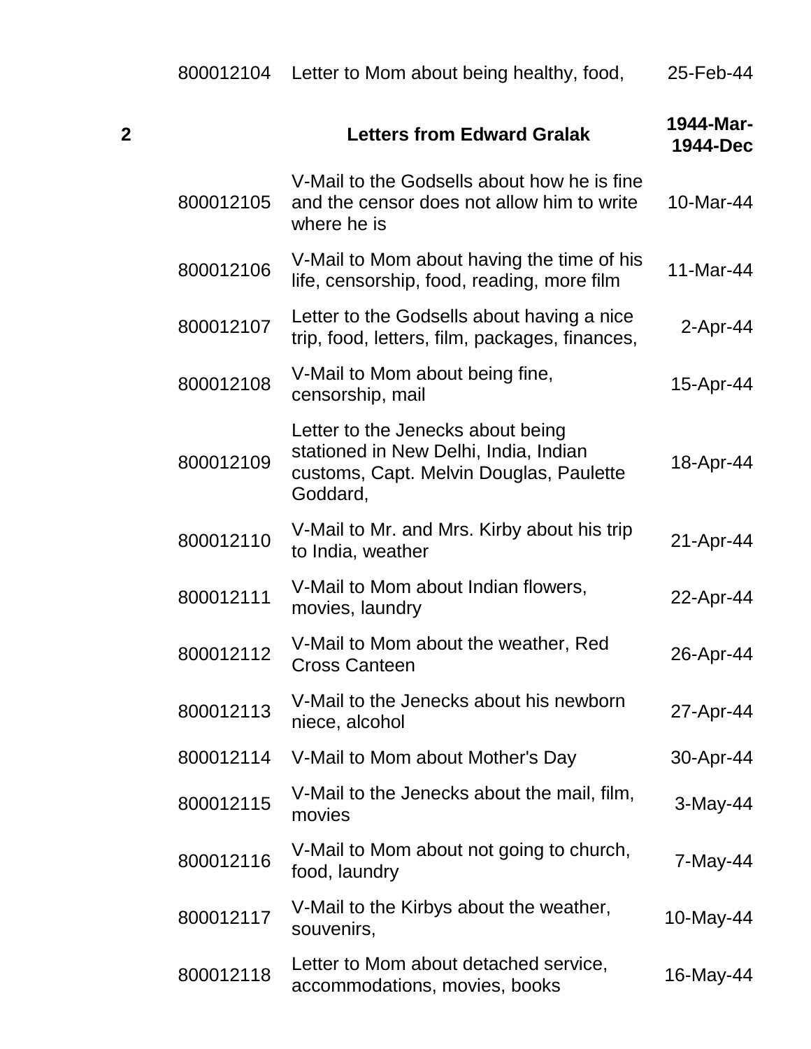| | | | |
|---|---|---|---|
| | 800012104 | Letter to Mom about being healthy, food, | 25-Feb-44 |
| **2** | | **Letters from Edward Gralak** | **1944-Mar-1944-Dec** |
| | 800012105 | V-Mail to the Godsells about how he is fine and the censor does not allow him to write where he is | 10-Mar-44 |
| | 800012106 | V-Mail to Mom about having the time of his life, censorship, food, reading, more film | 11-Mar-44 |
| | 800012107 | Letter to the Godsells about having a nice trip, food, letters, film, packages, finances, | 2-Apr-44 |
| | 800012108 | V-Mail to Mom about being fine, censorship, mail | 15-Apr-44 |
| | 800012109 | Letter to the Jenecks about being stationed in New Delhi, India, Indian customs, Capt. Melvin Douglas, Paulette Goddard, | 18-Apr-44 |
| | 800012110 | V-Mail to Mr. and Mrs. Kirby about his trip to India, weather | 21-Apr-44 |
| | 800012111 | V-Mail to Mom about Indian flowers, movies, laundry | 22-Apr-44 |
| | 800012112 | V-Mail to Mom about the weather, Red Cross Canteen | 26-Apr-44 |
| | 800012113 | V-Mail to the Jenecks about his newborn niece, alcohol | 27-Apr-44 |
| | 800012114 | V-Mail to Mom about Mother's Day | 30-Apr-44 |
| | 800012115 | V-Mail to the Jenecks about the mail, film, movies | 3-May-44 |
| | 800012116 | V-Mail to Mom about not going to church, food, laundry | 7-May-44 |
| | 800012117 | V-Mail to the Kirbys about the weather, souvenirs, | 10-May-44 |
| | 800012118 | Letter to Mom about detached service, accommodations, movies, books | 16-May-44 |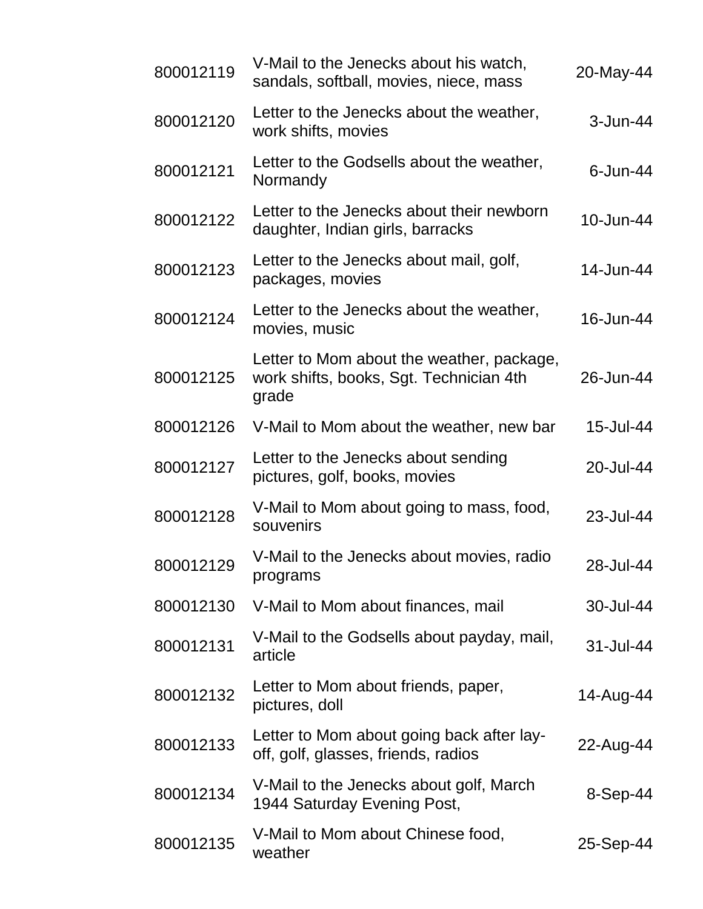| | | |
|---|---|---|
| 800012119 | V-Mail to the Jenecks about his watch, sandals, softball, movies, niece, mass | 20-May-44 |
| 800012120 | Letter to the Jenecks about the weather, work shifts, movies | 3-Jun-44 |
| 800012121 | Letter to the Godsells about the weather, Normandy | 6-Jun-44 |
| 800012122 | Letter to the Jenecks about their newborn daughter, Indian girls, barracks | 10-Jun-44 |
| 800012123 | Letter to the Jenecks about mail, golf, packages, movies | 14-Jun-44 |
| 800012124 | Letter to the Jenecks about the weather, movies, music | 16-Jun-44 |
| 800012125 | Letter to Mom about the weather, package, work shifts, books, Sgt. Technician 4th grade | 26-Jun-44 |
| 800012126 | V-Mail to Mom about the weather, new bar | 15-Jul-44 |
| 800012127 | Letter to the Jenecks about sending pictures, golf, books, movies | 20-Jul-44 |
| 800012128 | V-Mail to Mom about going to mass, food, souvenirs | 23-Jul-44 |
| 800012129 | V-Mail to the Jenecks about movies, radio programs | 28-Jul-44 |
| 800012130 | V-Mail to Mom about finances, mail | 30-Jul-44 |
| 800012131 | V-Mail to the Godsells about payday, mail, article | 31-Jul-44 |
| 800012132 | Letter to Mom about friends, paper, pictures, doll | 14-Aug-44 |
| 800012133 | Letter to Mom about going back after lay-off, golf, glasses, friends, radios | 22-Aug-44 |
| 800012134 | V-Mail to the Jenecks about golf, March 1944 Saturday Evening Post, | 8-Sep-44 |
| 800012135 | V-Mail to Mom about Chinese food, weather | 25-Sep-44 |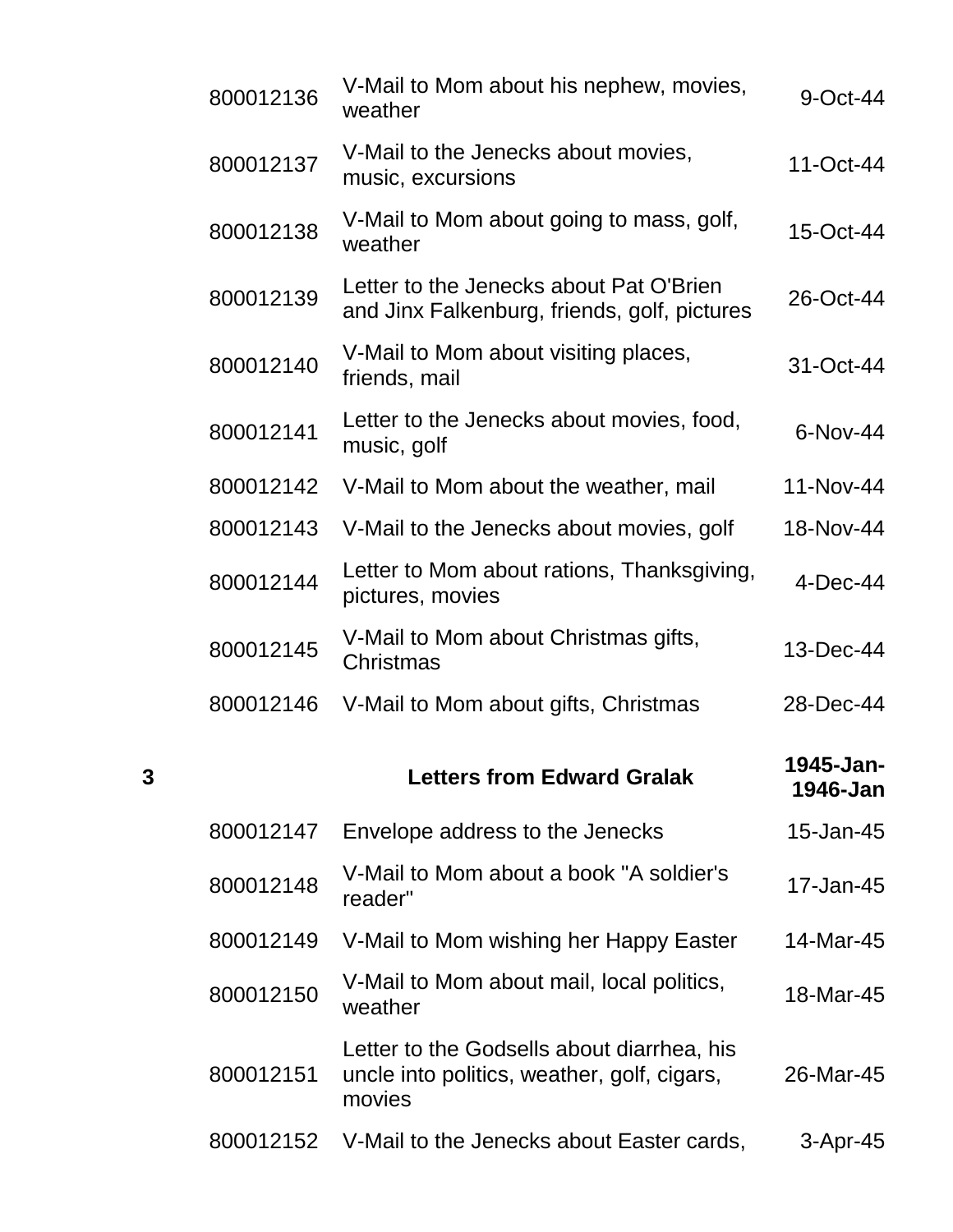| | | | |
|---|---|---|---|
| | 800012136 | V-Mail to Mom about his nephew, movies, weather | 9-Oct-44 |
| | 800012137 | V-Mail to the Jenecks about movies, music, excursions | 11-Oct-44 |
| | 800012138 | V-Mail to Mom about going to mass, golf, weather | 15-Oct-44 |
| | 800012139 | Letter to the Jenecks about Pat O'Brien and Jinx Falkenburg, friends, golf, pictures | 26-Oct-44 |
| | 800012140 | V-Mail to Mom about visiting places, friends, mail | 31-Oct-44 |
| | 800012141 | Letter to the Jenecks about movies, food, music, golf | 6-Nov-44 |
| | 800012142 | V-Mail to Mom about the weather, mail | 11-Nov-44 |
| | 800012143 | V-Mail to the Jenecks about movies, golf | 18-Nov-44 |
| | 800012144 | Letter to Mom about rations, Thanksgiving, pictures, movies | 4-Dec-44 |
| | 800012145 | V-Mail to Mom about Christmas gifts, Christmas | 13-Dec-44 |
| | 800012146 | V-Mail to Mom about gifts, Christmas | 28-Dec-44 |
| **3** | | **Letters from Edward Gralak** | **1945-Jan-1946-Jan** |
| | 800012147 | Envelope address to the Jenecks | 15-Jan-45 |
| | 800012148 | V-Mail to Mom about a book "A soldier's reader" | 17-Jan-45 |
| | 800012149 | V-Mail to Mom wishing her Happy Easter | 14-Mar-45 |
| | 800012150 | V-Mail to Mom about mail, local politics, weather | 18-Mar-45 |
| | 800012151 | Letter to the Godsells about diarrhea, his uncle into politics, weather, golf, cigars, movies | 26-Mar-45 |
| | 800012152 | V-Mail to the Jenecks about Easter cards, | 3-Apr-45 |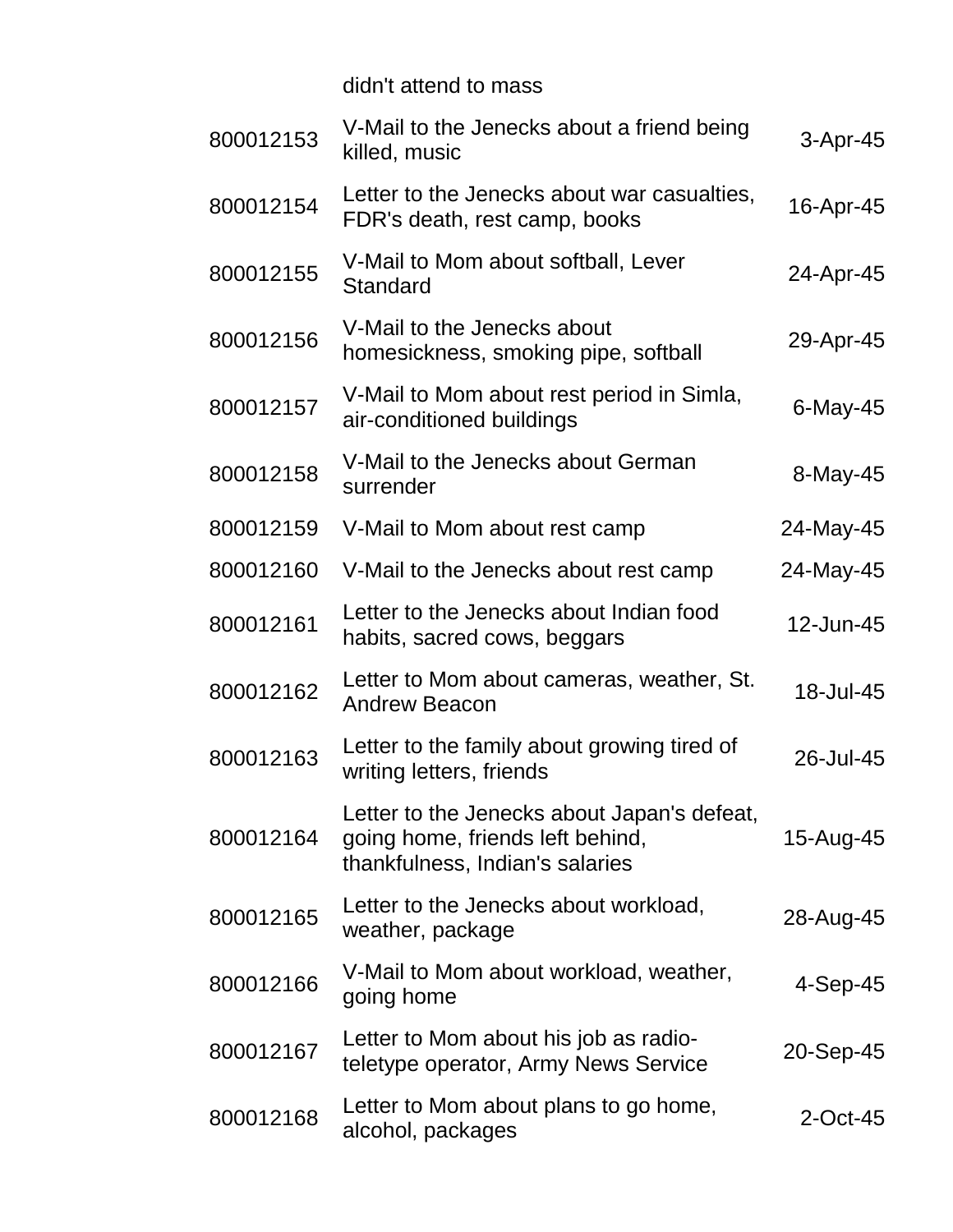| | | |
|---|---|---|
| | didn't attend to mass | |
| 800012153 | V-Mail to the Jenecks about a friend being killed, music | 3-Apr-45 |
| 800012154 | Letter to the Jenecks about war casualties, FDR's death, rest camp, books | 16-Apr-45 |
| 800012155 | V-Mail to Mom about softball, Lever Standard | 24-Apr-45 |
| 800012156 | V-Mail to the Jenecks about homesickness, smoking pipe, softball | 29-Apr-45 |
| 800012157 | V-Mail to Mom about rest period in Simla, air-conditioned buildings | 6-May-45 |
| 800012158 | V-Mail to the Jenecks about German surrender | 8-May-45 |
| 800012159 | V-Mail to Mom about rest camp | 24-May-45 |
| 800012160 | V-Mail to the Jenecks about rest camp | 24-May-45 |
| 800012161 | Letter to the Jenecks about Indian food habits, sacred cows, beggars | 12-Jun-45 |
| 800012162 | Letter to Mom about cameras, weather, St. Andrew Beacon | 18-Jul-45 |
| 800012163 | Letter to the family about growing tired of writing letters, friends | 26-Jul-45 |
| 800012164 | Letter to the Jenecks about Japan's defeat, going home, friends left behind, thankfulness, Indian's salaries | 15-Aug-45 |
| 800012165 | Letter to the Jenecks about workload, weather, package | 28-Aug-45 |
| 800012166 | V-Mail to Mom about workload, weather, going home | 4-Sep-45 |
| 800012167 | Letter to Mom about his job as radio-teletype operator, Army News Service | 20-Sep-45 |
| 800012168 | Letter to Mom about plans to go home, alcohol, packages | 2-Oct-45 |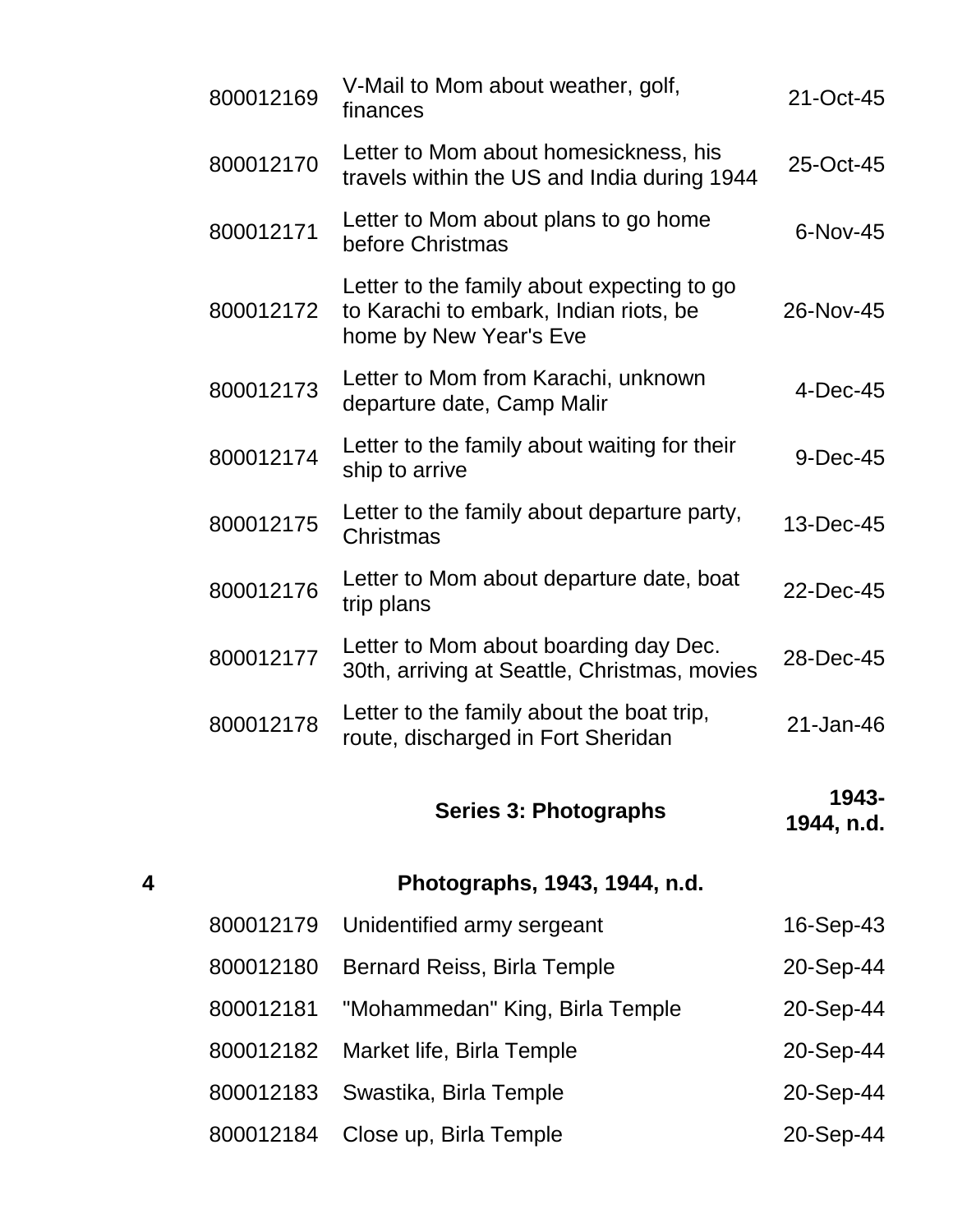| | | | |
|---|---|---|---|
| | 800012169 | V-Mail to Mom about weather, golf, finances | 21-Oct-45 |
| | 800012170 | Letter to Mom about homesickness, his travels within the US and India during 1944 | 25-Oct-45 |
| | 800012171 | Letter to Mom about plans to go home before Christmas | 6-Nov-45 |
| | 800012172 | Letter to the family about expecting to go to Karachi to embark, Indian riots, be home by New Year's Eve | 26-Nov-45 |
| | 800012173 | Letter to Mom from Karachi, unknown departure date, Camp Malir | 4-Dec-45 |
| | 800012174 | Letter to the family about waiting for their ship to arrive | 9-Dec-45 |
| | 800012175 | Letter to the family about departure party, Christmas | 13-Dec-45 |
| | 800012176 | Letter to Mom about departure date, boat trip plans | 22-Dec-45 |
| | 800012177 | Letter to Mom about boarding day Dec. 30th, arriving at Seattle, Christmas, movies | 28-Dec-45 |
| | 800012178 | Letter to the family about the boat trip, route, discharged in Fort Sheridan | 21-Jan-46 |

**Series 3: Photographs** **1943-1944, n.d.**

| | | | |
|---|---|---|---|
| **4** | | **Photographs, 1943, 1944, n.d.** | |
| | 800012179 | Unidentified army sergeant | 16-Sep-43 |
| | 800012180 | Bernard Reiss, Birla Temple | 20-Sep-44 |
| | 800012181 | "Mohammedan" King, Birla Temple | 20-Sep-44 |
| | 800012182 | Market life, Birla Temple | 20-Sep-44 |
| | 800012183 | Swastika, Birla Temple | 20-Sep-44 |
| | 800012184 | Close up, Birla Temple | 20-Sep-44 |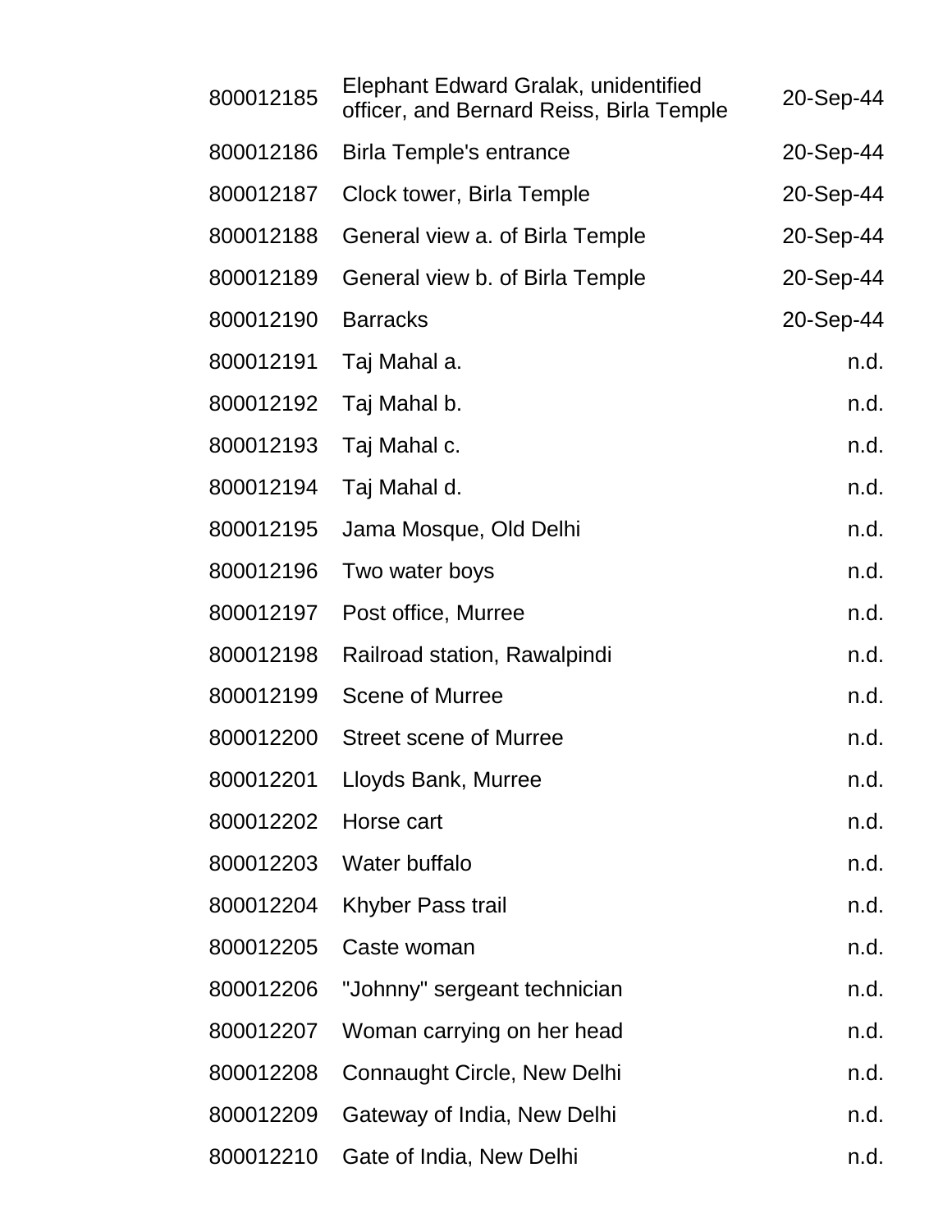| | | |
|---|---|---|
| 800012185 | Elephant Edward Gralak, unidentified officer, and Bernard Reiss, Birla Temple | 20-Sep-44 |
| 800012186 | Birla Temple's entrance | 20-Sep-44 |
| 800012187 | Clock tower, Birla Temple | 20-Sep-44 |
| 800012188 | General view a. of Birla Temple | 20-Sep-44 |
| 800012189 | General view b. of Birla Temple | 20-Sep-44 |
| 800012190 | Barracks | 20-Sep-44 |
| 800012191 | Taj Mahal a. | n.d. |
| 800012192 | Taj Mahal b. | n.d. |
| 800012193 | Taj Mahal c. | n.d. |
| 800012194 | Taj Mahal d. | n.d. |
| 800012195 | Jama Mosque, Old Delhi | n.d. |
| 800012196 | Two water boys | n.d. |
| 800012197 | Post office, Murree | n.d. |
| 800012198 | Railroad station, Rawalpindi | n.d. |
| 800012199 | Scene of Murree | n.d. |
| 800012200 | Street scene of Murree | n.d. |
| 800012201 | Lloyds Bank, Murree | n.d. |
| 800012202 | Horse cart | n.d. |
| 800012203 | Water buffalo | n.d. |
| 800012204 | Khyber Pass trail | n.d. |
| 800012205 | Caste woman | n.d. |
| 800012206 | "Johnny" sergeant technician | n.d. |
| 800012207 | Woman carrying on her head | n.d. |
| 800012208 | Connaught Circle, New Delhi | n.d. |
| 800012209 | Gateway of India, New Delhi | n.d. |
| 800012210 | Gate of India, New Delhi | n.d. |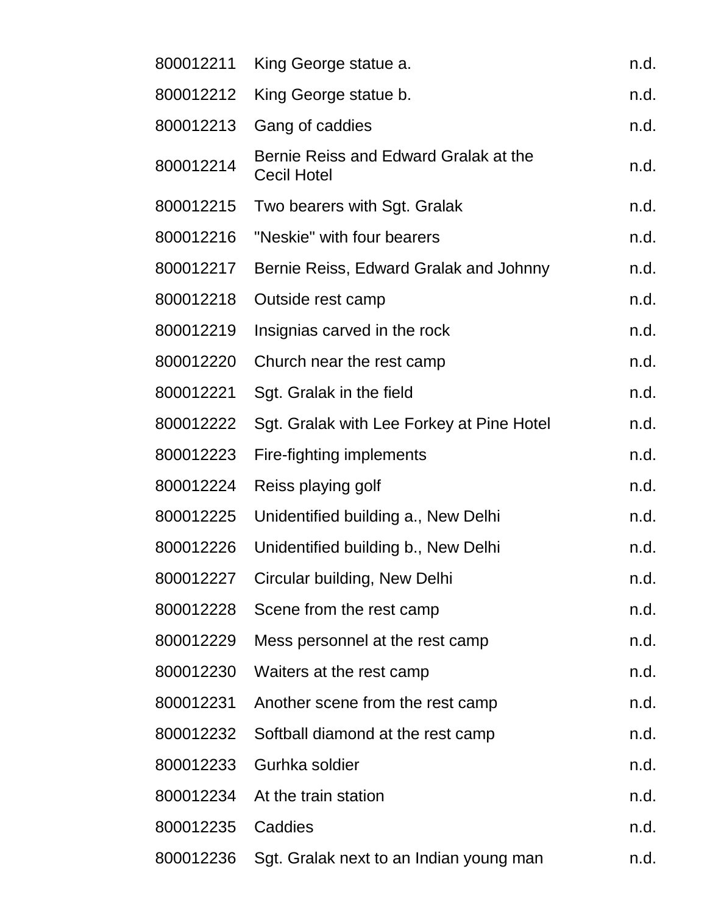| | | |
|---|---|---|
| 800012211 | King George statue a. | n.d. |
| 800012212 | King George statue b. | n.d. |
| 800012213 | Gang of caddies | n.d. |
| 800012214 | Bernie Reiss and Edward Gralak at the Cecil Hotel | n.d. |
| 800012215 | Two bearers with Sgt. Gralak | n.d. |
| 800012216 | "Neskie" with four bearers | n.d. |
| 800012217 | Bernie Reiss, Edward Gralak and Johnny | n.d. |
| 800012218 | Outside rest camp | n.d. |
| 800012219 | Insignias carved in the rock | n.d. |
| 800012220 | Church near the rest camp | n.d. |
| 800012221 | Sgt. Gralak in the field | n.d. |
| 800012222 | Sgt. Gralak with Lee Forkey at Pine Hotel | n.d. |
| 800012223 | Fire-fighting implements | n.d. |
| 800012224 | Reiss playing golf | n.d. |
| 800012225 | Unidentified building a., New Delhi | n.d. |
| 800012226 | Unidentified building b., New Delhi | n.d. |
| 800012227 | Circular building, New Delhi | n.d. |
| 800012228 | Scene from the rest camp | n.d. |
| 800012229 | Mess personnel at the rest camp | n.d. |
| 800012230 | Waiters at the rest camp | n.d. |
| 800012231 | Another scene from the rest camp | n.d. |
| 800012232 | Softball diamond at the rest camp | n.d. |
| 800012233 | Gurhka soldier | n.d. |
| 800012234 | At the train station | n.d. |
| 800012235 | Caddies | n.d. |
| 800012236 | Sgt. Gralak next to an Indian young man | n.d. |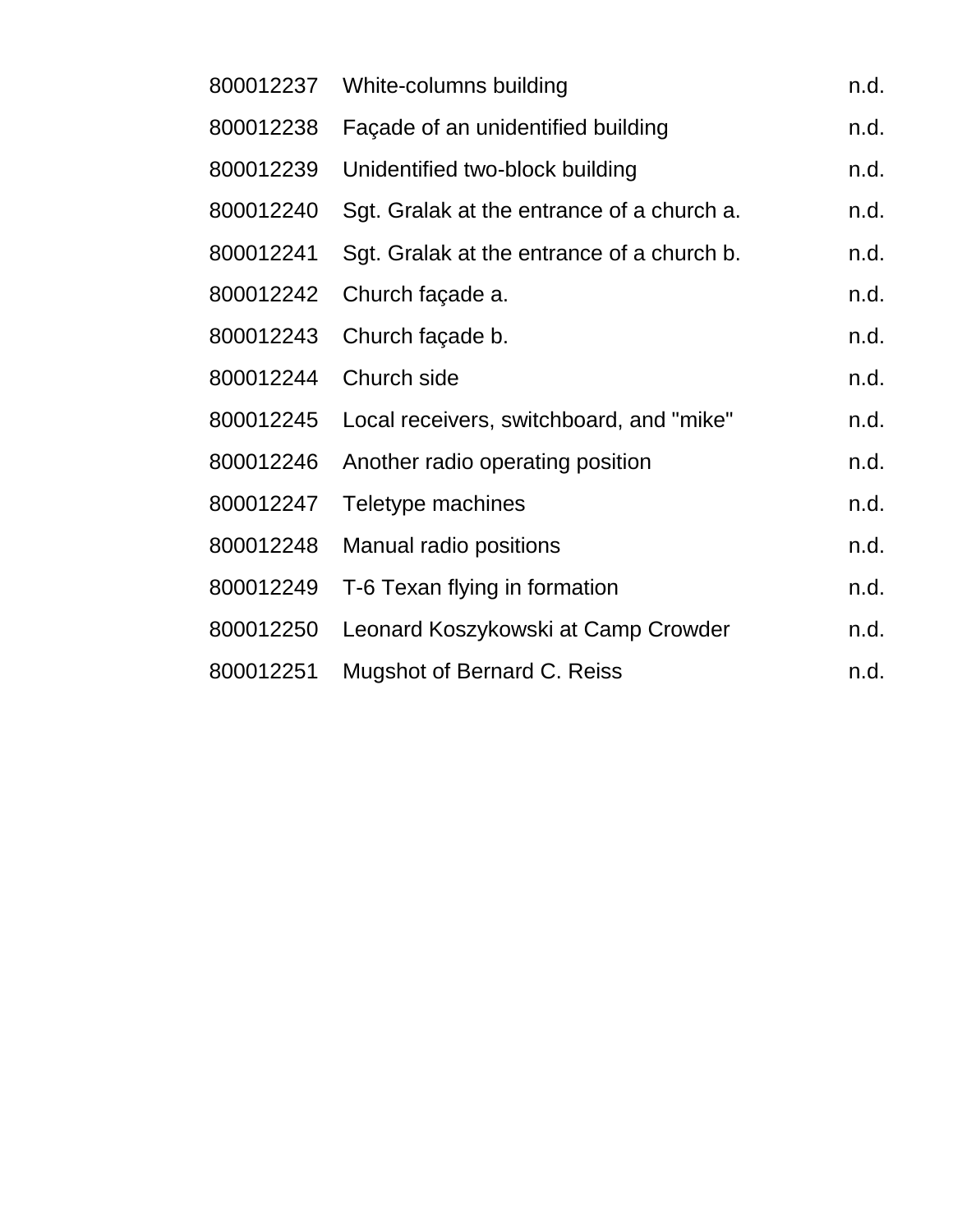| | | |
|---|---|---|
| 800012237 | White-columns building | n.d. |
| 800012238 | Façade of an unidentified building | n.d. |
| 800012239 | Unidentified two-block building | n.d. |
| 800012240 | Sgt. Gralak at the entrance of a church a. | n.d. |
| 800012241 | Sgt. Gralak at the entrance of a church b. | n.d. |
| 800012242 | Church façade a. | n.d. |
| 800012243 | Church façade b. | n.d. |
| 800012244 | Church side | n.d. |
| 800012245 | Local receivers, switchboard, and "mike" | n.d. |
| 800012246 | Another radio operating position | n.d. |
| 800012247 | Teletype machines | n.d. |
| 800012248 | Manual radio positions | n.d. |
| 800012249 | T-6 Texan flying in formation | n.d. |
| 800012250 | Leonard Koszykowski at Camp Crowder | n.d. |
| 800012251 | Mugshot of Bernard C. Reiss | n.d. |